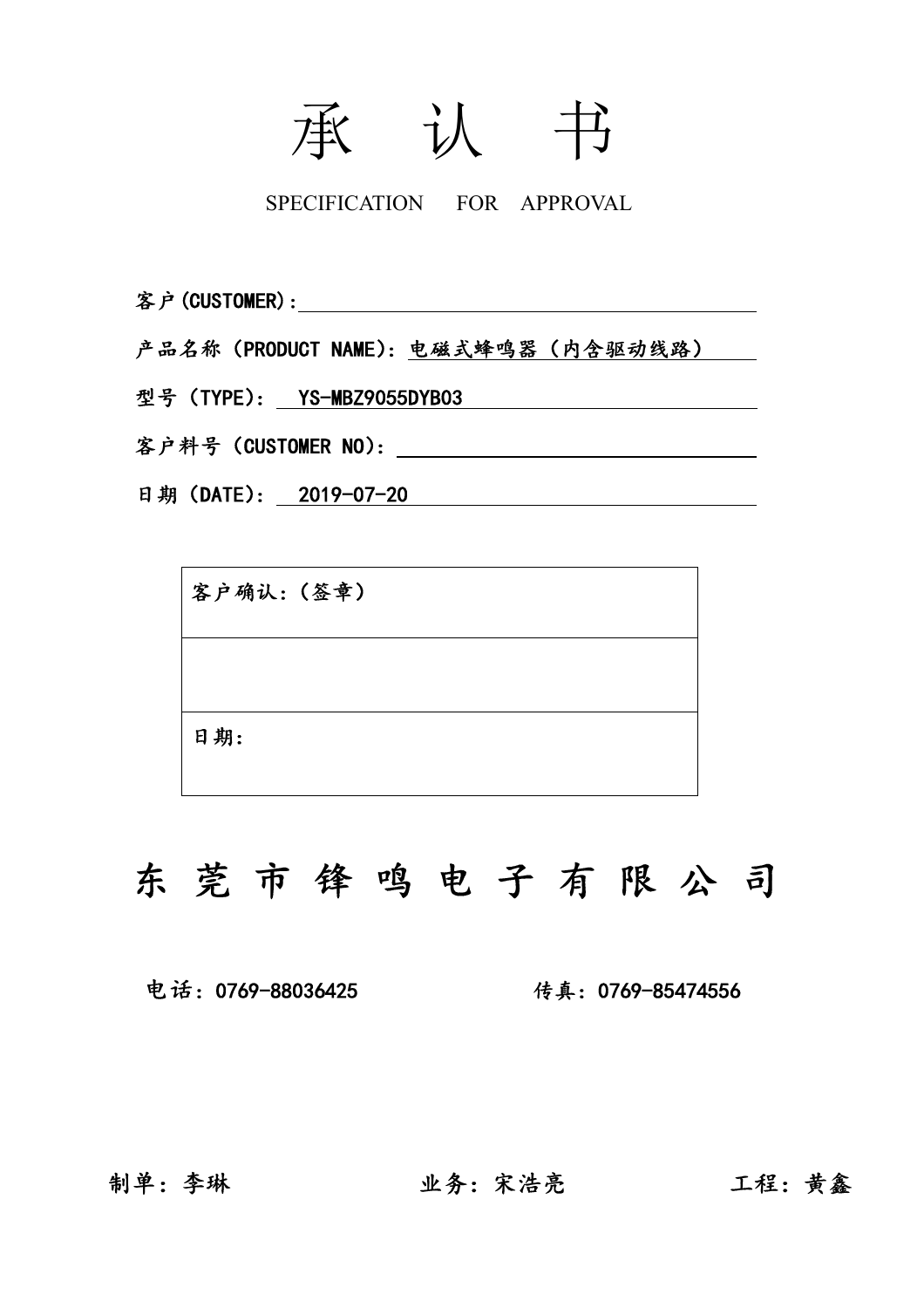# 承 认 书

SPECIFICATION FOR APPROVAL

客户(CUSTOMER)：

产品名称（PRODUCT NAME)：电磁式蜂鸣器（内含驱动线路）

型号（TYPE)： YS-MBZ9055DYB03

客户料号（CUSTOMER NO)：

日期（DATE)： 2019-07-20

| 客户确认：（签章） |
| --- |
| |
| 日期： |

## 东 莞 市 锋 鸣 电 子 有 限 公 司

电话：0769-88036425　　　　传真：0769-85474556

制单：李琳　　　　业务：宋浩亮　　　　工程：黄鑫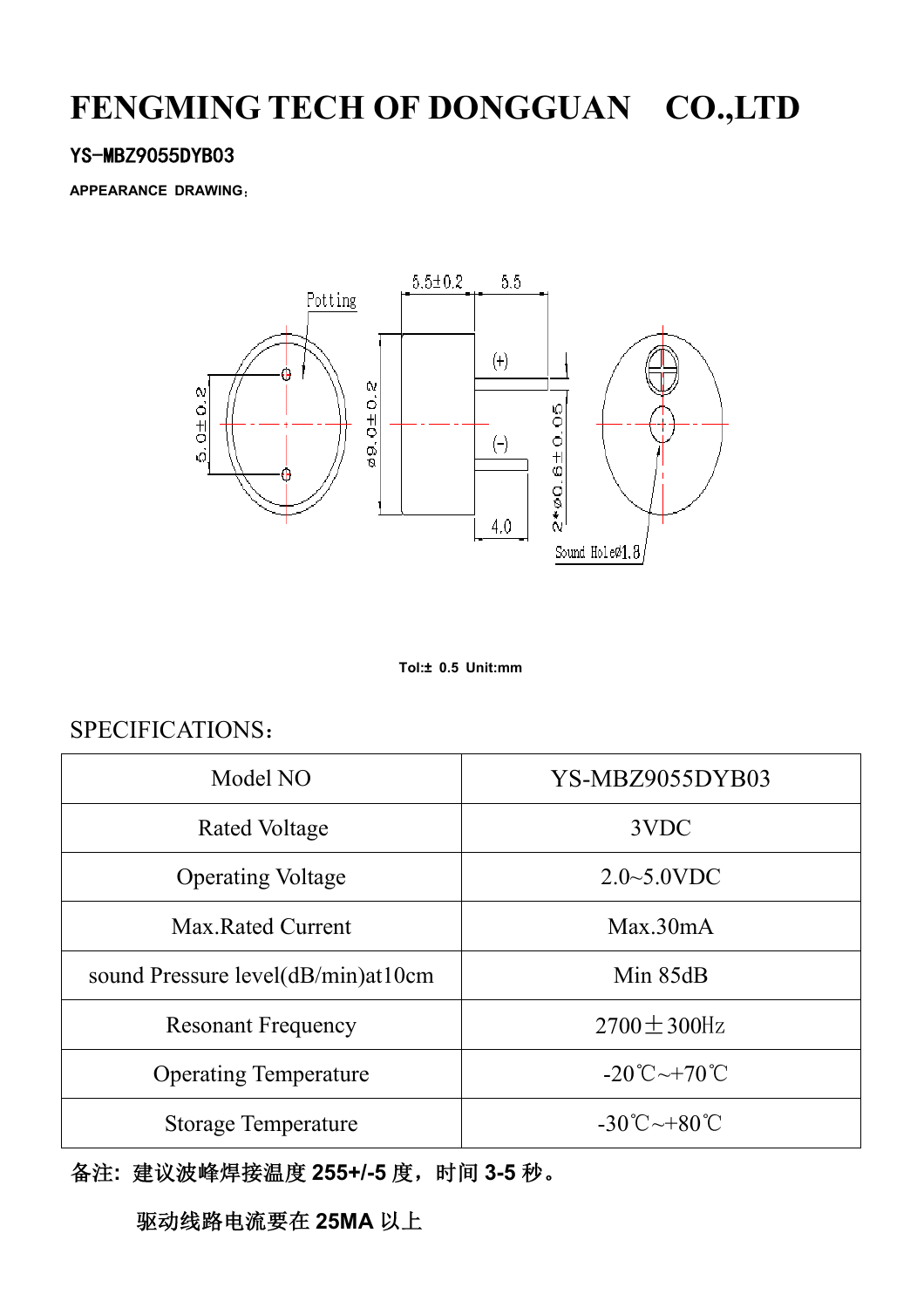# FENGMING TECH OF DONGGUAN CO.,LTD

YS-MBZ9055DYB03

APPEARANCE DRAWING:

Tol:± 0.5 Unit:mm

SPECIFICATIONS:

| Model NO | YS-MBZ9055DYB03 |
|---|---|
| Rated Voltage | 3VDC |
| Operating Voltage | 2.0~5.0VDC |
| Max.Rated Current | Max.30mA |
| sound Pressure level(dB/min)at10cm | Min 85dB |
| Resonant Frequency | 2700±300㎐ |
| Operating Temperature | -20℃~+70℃ |
| Storage Temperature | -30℃~+80℃ |

**备注: 建议波峰焊接温度 255+/-5 度，时间 3-5 秒。**

**驱动线路电流要在 25MA 以上**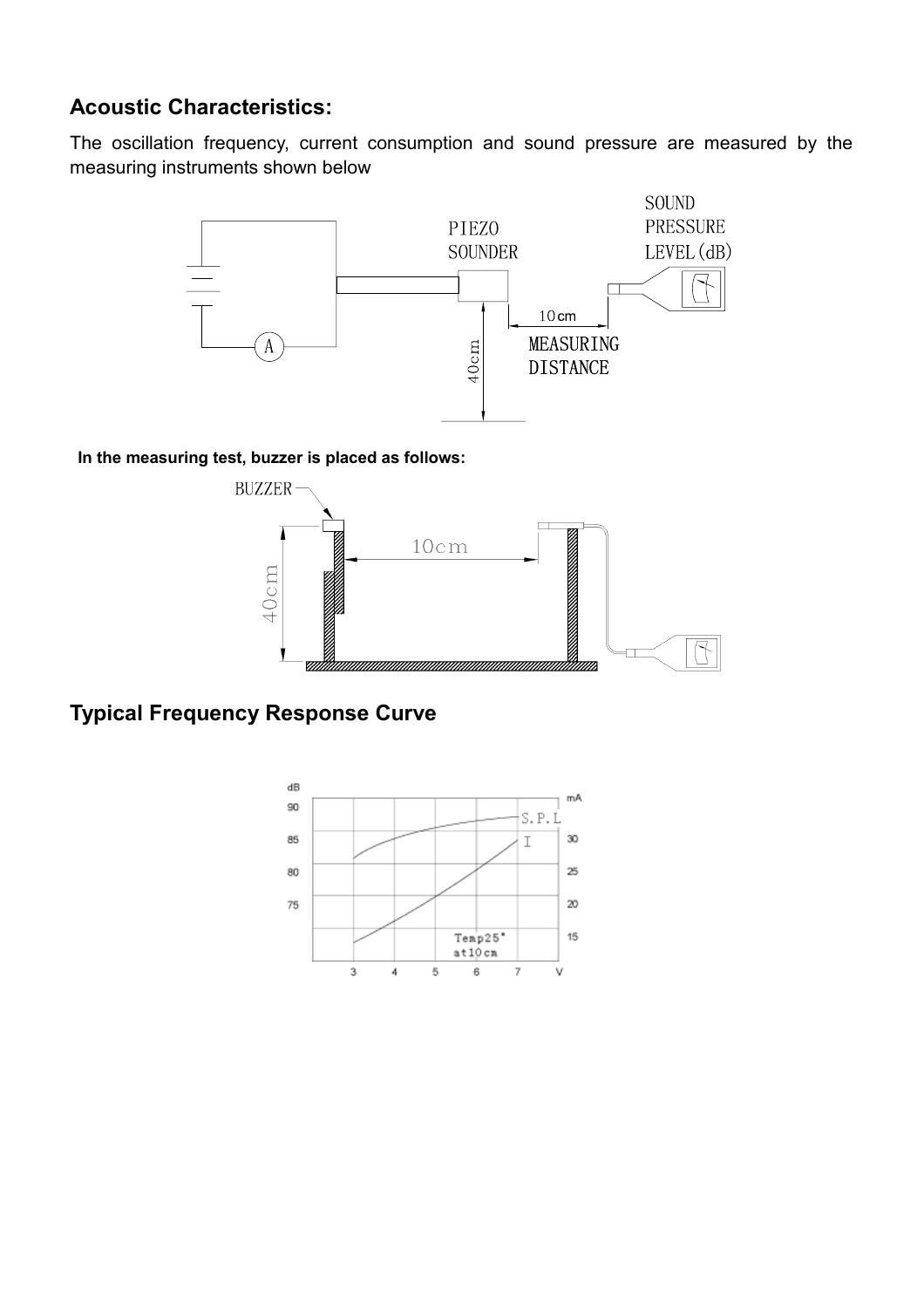## Acoustic Characteristics:

The oscillation frequency, current consumption and sound pressure are measured by the measuring instruments shown below

**In the measuring test, buzzer is placed as follows:**

## Typical Frequency Response Curve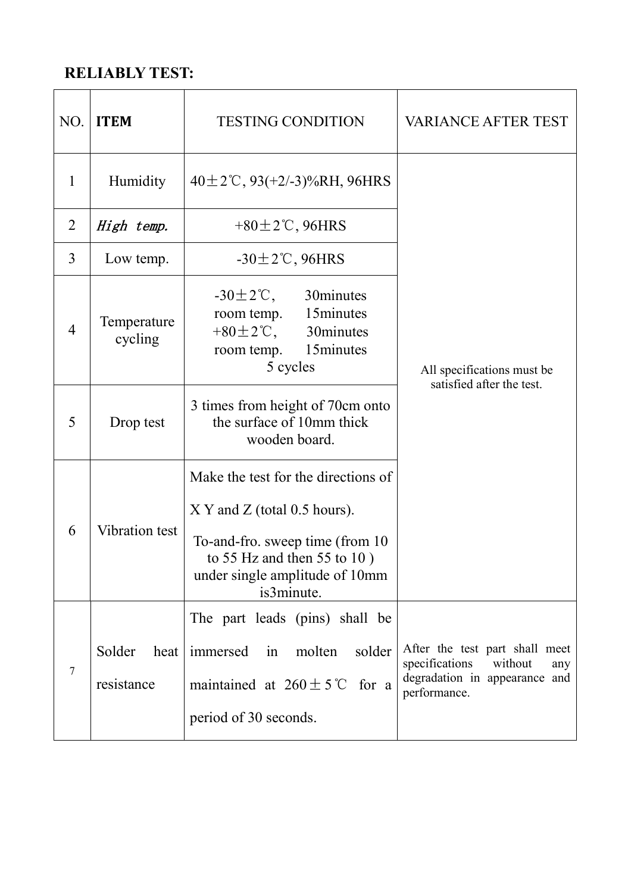**RELIABLY TEST:**

| NO. | **ITEM** | TESTING CONDITION | VARIANCE AFTER TEST |
|---|---|---|---|
| 1 | Humidity | 40±2℃, 93(+2/-3)%RH, 96HRS | All specifications must be satisfied after the test. |
| 2 | *High temp.* | +80±2℃, 96HRS | |
| 3 | Low temp. | -30±2℃, 96HRS | |
| 4 | Temperature cycling | -30±2℃, 30minutes<br>room temp. 15minutes<br>+80±2℃, 30minutes<br>room temp. 15minutes<br>5 cycles | |
| 5 | Drop test | 3 times from height of 70cm onto the surface of 10mm thick wooden board. | |
| 6 | Vibration test | Make the test for the directions of X Y and Z (total 0.5 hours).<br>To-and-fro. sweep time (from 10 to 55 Hz and then 55 to 10 ) under single amplitude of 10mm is3minute. | |
| 7 | Solder heat resistance | The part leads (pins) shall be immersed in molten solder maintained at 260±5℃ for a period of 30 seconds. | After the test part shall meet specifications without any degradation in appearance and performance. |